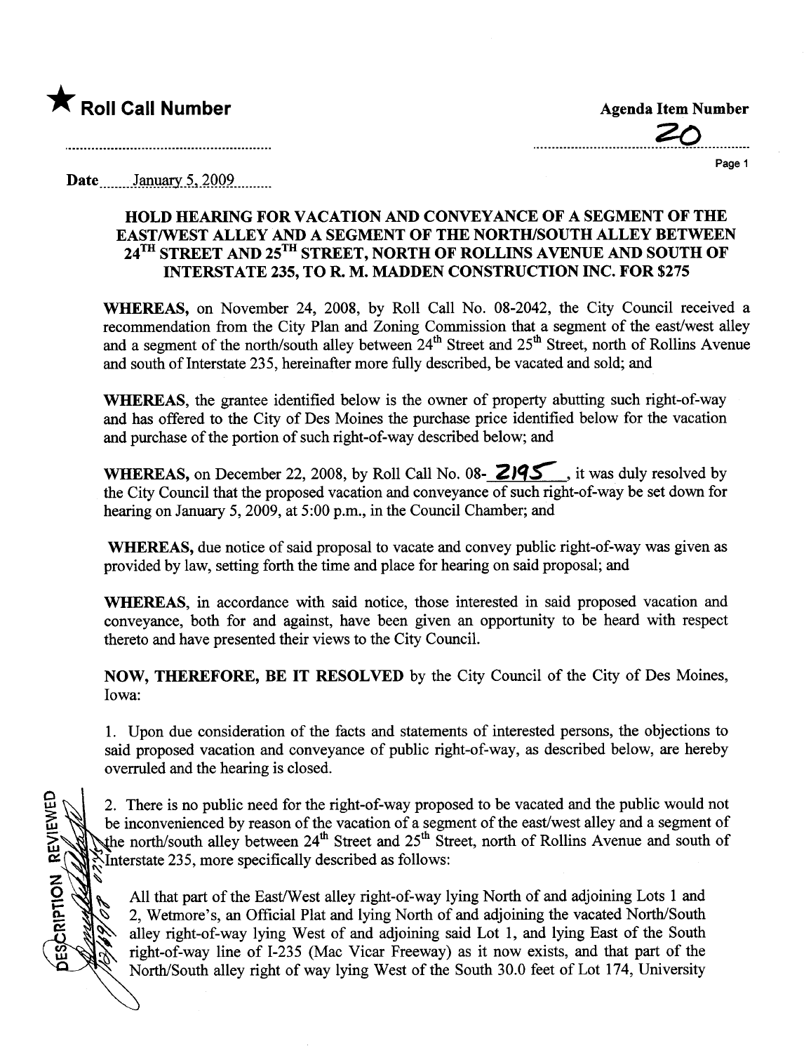★ **Roll Call Number**

**Agenda Item Number**

20

Date January 5, 2009

**HOLD HEARING FOR VACATION AND CONVEYANCE OF A SEGMENT OF THE EAST/WEST ALLEY AND A SEGMENT OF THE NORTH/SOUTH ALLEY BETWEEN 24TH STREET AND 25TH STREET, NORTH OF ROLLINS AVENUE AND SOUTH OF INTERSTATE 235, TO R. M. MADDEN CONSTRUCTION INC. FOR $275**

**WHEREAS,** on November 24, 2008, by Roll Call No. 08-2042, the City Council received a recommendation from the City Plan and Zoning Commission that a segment of the east/west alley and a segment of the north/south alley between 24th Street and 25th Street, north of Rollins Avenue and south of Interstate 235, hereinafter more fully described, be vacated and sold; and

**WHEREAS,** the grantee identified below is the owner of property abutting such right-of-way and has offered to the City of Des Moines the purchase price identified below for the vacation and purchase of the portion of such right-of-way described below; and

**WHEREAS,** on December 22, 2008, by Roll Call No. 08-2195, it was duly resolved by the City Council that the proposed vacation and conveyance of such right-of-way be set down for hearing on January 5, 2009, at 5:00 p.m., in the Council Chamber; and

**WHEREAS,** due notice of said proposal to vacate and convey public right-of-way was given as provided by law, setting forth the time and place for hearing on said proposal; and

**WHEREAS,** in accordance with said notice, those interested in said proposed vacation and conveyance, both for and against, have been given an opportunity to be heard with respect thereto and have presented their views to the City Council.

**NOW, THEREFORE, BE IT RESOLVED** by the City Council of the City of Des Moines, Iowa:

1. Upon due consideration of the facts and statements of interested persons, the objections to said proposed vacation and conveyance of public right-of-way, as described below, are hereby overruled and the hearing is closed.

2. There is no public need for the right-of-way proposed to be vacated and the public would not be inconvenienced by reason of the vacation of a segment of the east/west alley and a segment of the north/south alley between 24th Street and 25th Street, north of Rollins Avenue and south of Interstate 235, more specifically described as follows:

All that part of the East/West alley right-of-way lying North of and adjoining Lots 1 and 2, Wetmore's, an Official Plat and lying North of and adjoining the vacated North/South alley right-of-way lying West of and adjoining said Lot 1, and lying East of the South right-of-way line of I-235 (Mac Vicar Freeway) as it now exists, and that part of the North/South alley right of way lying West of the South 30.0 feet of Lot 174, University

DESCRIPTION REVIEWED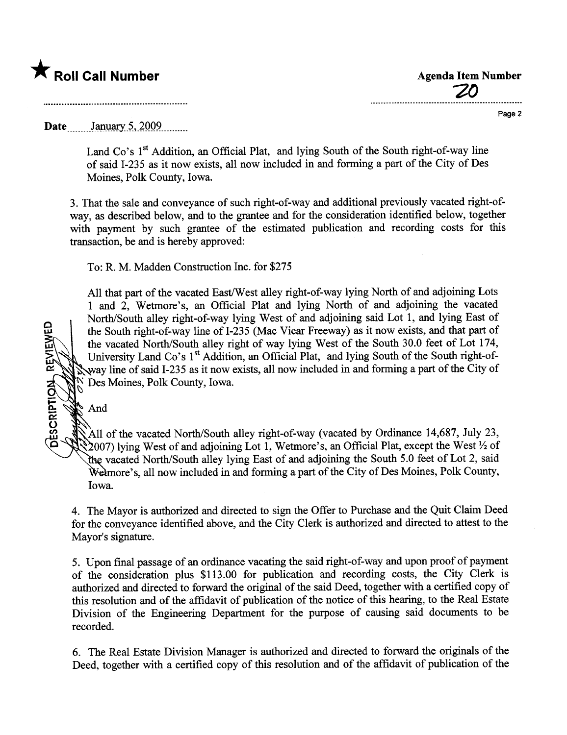★ **Roll Call Number**

**Agenda Item Number**
20

Date January 5, 2009

Land Co's 1st Addition, an Official Plat, and lying South of the South right-of-way line of said I-235 as it now exists, all now included in and forming a part of the City of Des Moines, Polk County, Iowa.

3. That the sale and conveyance of such right-of-way and additional previously vacated right-of-way, as described below, and to the grantee and for the consideration identified below, together with payment by such grantee of the estimated publication and recording costs for this transaction, be and is hereby approved:

To: R. M. Madden Construction Inc. for $275

All that part of the vacated East/West alley right-of-way lying North of and adjoining Lots 1 and 2, Wetmore's, an Official Plat and lying North of and adjoining the vacated North/South alley right-of-way lying West of and adjoining said Lot 1, and lying East of the South right-of-way line of I-235 (Mac Vicar Freeway) as it now exists, and that part of the vacated North/South alley right of way lying West of the South 30.0 feet of Lot 174, University Land Co's 1st Addition, an Official Plat, and lying South of the South right-of-way line of said I-235 as it now exists, all now included in and forming a part of the City of Des Moines, Polk County, Iowa.

And

All of the vacated North/South alley right-of-way (vacated by Ordinance 14,687, July 23, 2007) lying West of and adjoining Lot 1, Wetmore's, an Official Plat, except the West ½ of the vacated North/South alley lying East of and adjoining the South 5.0 feet of Lot 2, said Wetmore's, all now included in and forming a part of the City of Des Moines, Polk County, Iowa.

DESCRIPTION REVIEWED

4. The Mayor is authorized and directed to sign the Offer to Purchase and the Quit Claim Deed for the conveyance identified above, and the City Clerk is authorized and directed to attest to the Mayor's signature.

5. Upon final passage of an ordinance vacating the said right-of-way and upon proof of payment of the consideration plus $113.00 for publication and recording costs, the City Clerk is authorized and directed to forward the original of the said Deed, together with a certified copy of this resolution and of the affidavit of publication of the notice of this hearing, to the Real Estate Division of the Engineering Department for the purpose of causing said documents to be recorded.

6. The Real Estate Division Manager is authorized and directed to forward the originals of the Deed, together with a certified copy of this resolution and of the affidavit of publication of the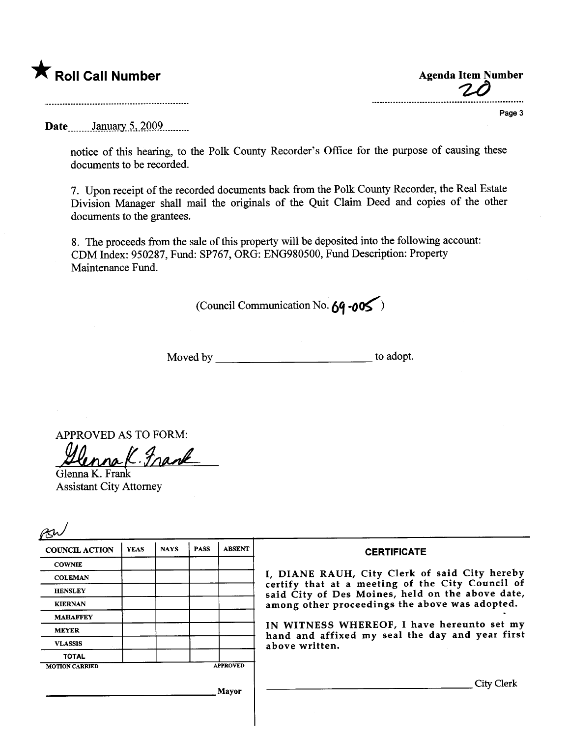★ **Roll Call Number**

**Agenda Item Number**
20

Date January 5, 2009

notice of this hearing, to the Polk County Recorder's Office for the purpose of causing these documents to be recorded.

7. Upon receipt of the recorded documents back from the Polk County Recorder, the Real Estate Division Manager shall mail the originals of the Quit Claim Deed and copies of the other documents to the grantees.

8. The proceeds from the sale of this property will be deposited into the following account: CDM Index: 950287, Fund: SP767, ORG: ENG980500, Fund Description: Property Maintenance Fund.

(Council Communication No. 09-005)

Moved by ______________________ to adopt.

APPROVED AS TO FORM:

Glenna K. Frank
Glenna K. Frank
Assistant City Attorney

| COUNCIL ACTION | YEAS | NAYS | PASS | ABSENT |
|---|---|---|---|---|
| COWNIE | | | | |
| COLEMAN | | | | |
| HENSLEY | | | | |
| KIERNAN | | | | |
| MAHAFFEY | | | | |
| MEYER | | | | |
| VLASSIS | | | | |
| TOTAL | | | | |

MOTION CARRIED APPROVED

______________________ Mayor

**CERTIFICATE**

I, DIANE RAUH, City Clerk of said City hereby certify that at a meeting of the City Council of said City of Des Moines, held on the above date, among other proceedings the above was adopted.

IN WITNESS WHEREOF, I have hereunto set my hand and affixed my seal the day and year first above written.

______________________ City Clerk